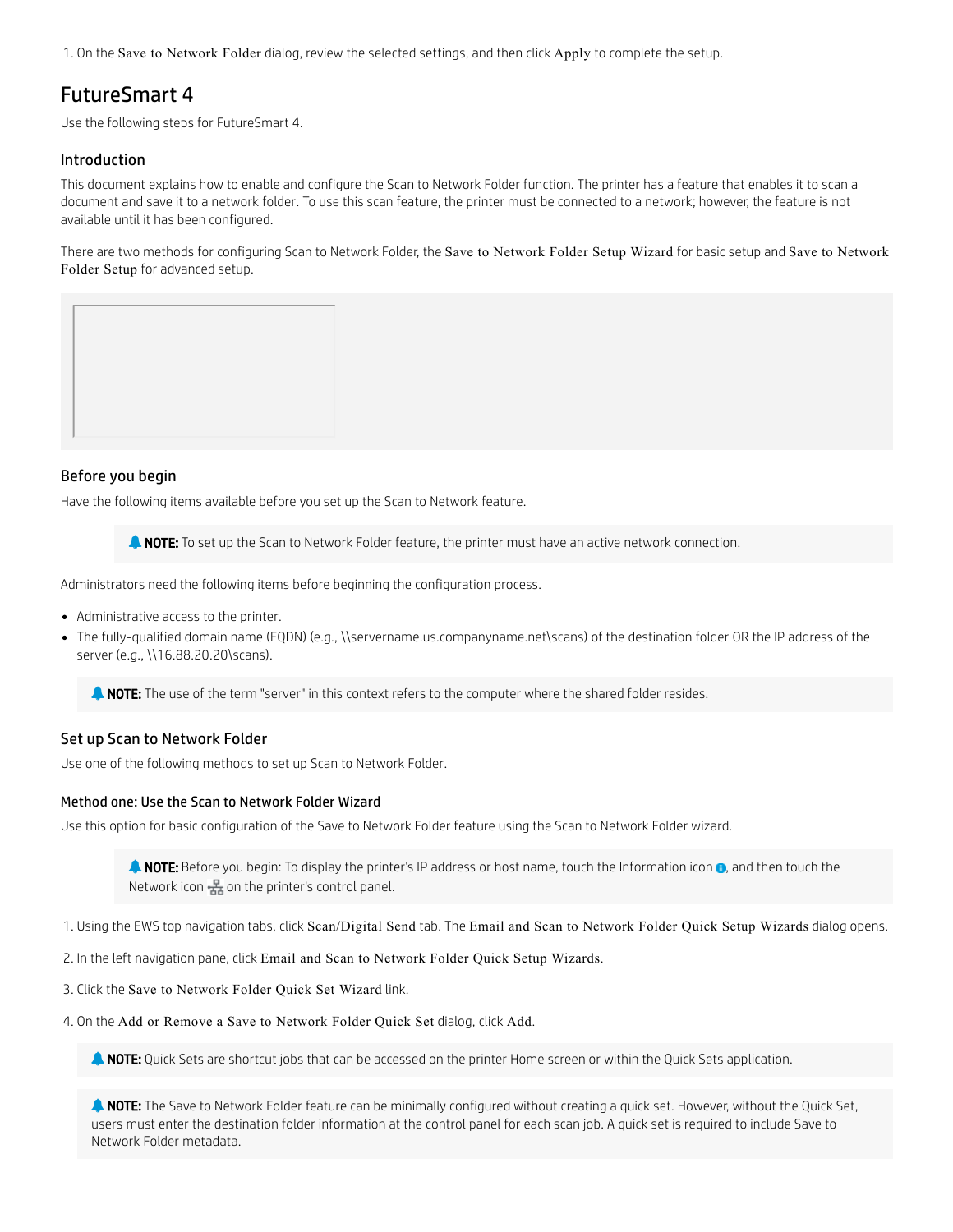1. On the Save to Network Folder dialog, review the selected settings, and then click Apply to complete the setup.

## FutureSmart 4

Use the following steps for FutureSmart 4.

### Introduction

This document explains how to enable and configure the Scan to Network Folder function. The printer has a feature that enables it to scan a document and save it to a network folder. To use this scan feature, the printer must be connected to a network; however, the feature is not available until it has been configured.

There are two methods for configuring Scan to Network Folder, the Save to Network Folder Setup Wizard for basic setup and Save to Network Folder Setup for advanced setup.

### Before you begin

Have the following items available before you set up the Scan to Network feature.

> **NOTE:** To set up the Scan to Network Folder feature, the printer must have an active network connection.

Administrators need the following items before beginning the configuration process.

- Administrative access to the printer.
- The fully-qualified domain name (FQDN) (e.g., \\servername.us.companyname.net\scans) of the destination folder OR the IP address of the server (e.g., \\16.88.20.20\scans).

> **NOTE:** The use of the term "server" in this context refers to the computer where the shared folder resides.

### Set up Scan to Network Folder

Use one of the following methods to set up Scan to Network Folder.

#### Method one: Use the Scan to Network Folder Wizard

Use this option for basic configuration of the Save to Network Folder feature using the Scan to Network Folder wizard.

> **NOTE:** Before you begin: To display the printer's IP address or host name, touch the Information icon, and then touch the Network icon on the printer's control panel.

1. Using the EWS top navigation tabs, click Scan/Digital Send tab. The Email and Scan to Network Folder Quick Setup Wizards dialog opens.
2. In the left navigation pane, click Email and Scan to Network Folder Quick Setup Wizards.
3. Click the Save to Network Folder Quick Set Wizard link.
4. On the Add or Remove a Save to Network Folder Quick Set dialog, click Add.

> **NOTE:** Quick Sets are shortcut jobs that can be accessed on the printer Home screen or within the Quick Sets application.

> **NOTE:** The Save to Network Folder feature can be minimally configured without creating a quick set. However, without the Quick Set, users must enter the destination folder information at the control panel for each scan job. A quick set is required to include Save to Network Folder metadata.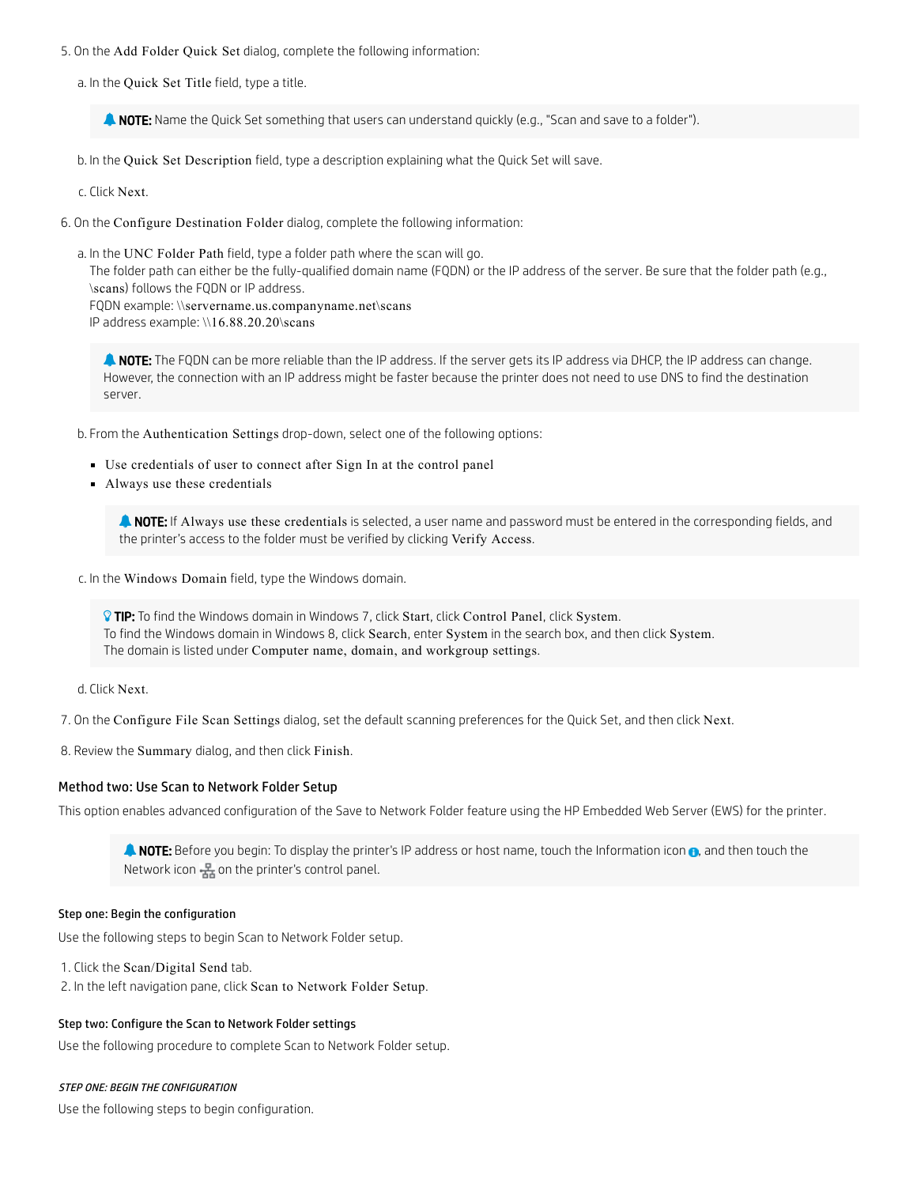5. On the Add Folder Quick Set dialog, complete the following information:

   a. In the Quick Set Title field, type a title.

   > **NOTE:** Name the Quick Set something that users can understand quickly (e.g., "Scan and save to a folder").

   b. In the Quick Set Description field, type a description explaining what the Quick Set will save.

   c. Click Next.

6. On the Configure Destination Folder dialog, complete the following information:

   a. In the UNC Folder Path field, type a folder path where the scan will go.
   The folder path can either be the fully-qualified domain name (FQDN) or the IP address of the server. Be sure that the folder path (e.g., \scans) follows the FQDN or IP address.
   FQDN example: \\servername.us.companyname.net\scans
   IP address example: \\16.88.20.20\scans

   > **NOTE:** The FQDN can be more reliable than the IP address. If the server gets its IP address via DHCP, the IP address can change. However, the connection with an IP address might be faster because the printer does not need to use DNS to find the destination server.

   b. From the Authentication Settings drop-down, select one of the following options:

   - Use credentials of user to connect after Sign In at the control panel
   - Always use these credentials

   > **NOTE:** If Always use these credentials is selected, a user name and password must be entered in the corresponding fields, and the printer's access to the folder must be verified by clicking Verify Access.

   c. In the Windows Domain field, type the Windows domain.

   > **TIP:** To find the Windows domain in Windows 7, click Start, click Control Panel, click System.
   > To find the Windows domain in Windows 8, click Search, enter System in the search box, and then click System.
   > The domain is listed under Computer name, domain, and workgroup settings.

   d. Click Next.

7. On the Configure File Scan Settings dialog, set the default scanning preferences for the Quick Set, and then click Next.

8. Review the Summary dialog, and then click Finish.

### Method two: Use Scan to Network Folder Setup

This option enables advanced configuration of the Save to Network Folder feature using the HP Embedded Web Server (EWS) for the printer.

> **NOTE:** Before you begin: To display the printer's IP address or host name, touch the Information icon, and then touch the Network icon on the printer's control panel.

#### Step one: Begin the configuration

Use the following steps to begin Scan to Network Folder setup.

1. Click the Scan/Digital Send tab.
2. In the left navigation pane, click Scan to Network Folder Setup.

#### Step two: Configure the Scan to Network Folder settings

Use the following procedure to complete Scan to Network Folder setup.

##### *STEP ONE: BEGIN THE CONFIGURATION*

Use the following steps to begin configuration.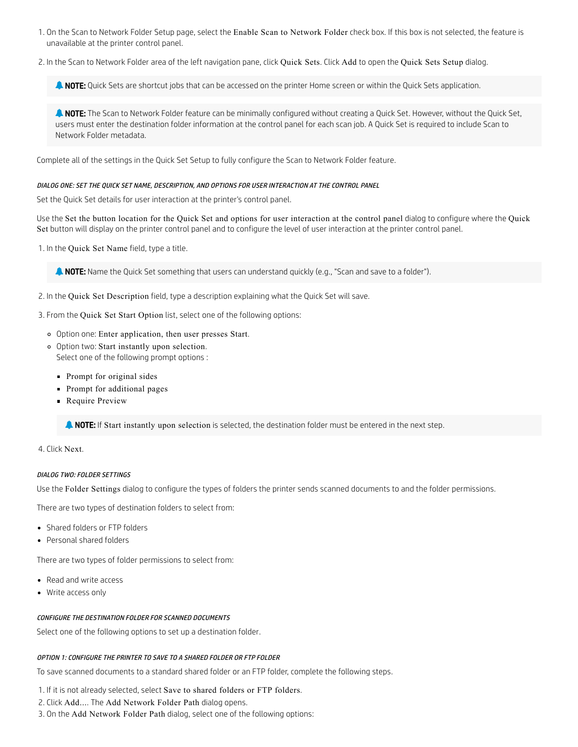1. On the Scan to Network Folder Setup page, select the Enable Scan to Network Folder check box. If this box is not selected, the feature is unavailable at the printer control panel.
2. In the Scan to Network Folder area of the left navigation pane, click Quick Sets. Click Add to open the Quick Sets Setup dialog.

> **NOTE:** Quick Sets are shortcut jobs that can be accessed on the printer Home screen or within the Quick Sets application.

> **NOTE:** The Scan to Network Folder feature can be minimally configured without creating a Quick Set. However, without the Quick Set, users must enter the destination folder information at the control panel for each scan job. A Quick Set is required to include Scan to Network Folder metadata.

Complete all of the settings in the Quick Set Setup to fully configure the Scan to Network Folder feature.

###### *DIALOG ONE: SET THE QUICK SET NAME, DESCRIPTION, AND OPTIONS FOR USER INTERACTION AT THE CONTROL PANEL*

Set the Quick Set details for user interaction at the printer's control panel.

Use the Set the button location for the Quick Set and options for user interaction at the control panel dialog to configure where the Quick Set button will display on the printer control panel and to configure the level of user interaction at the printer control panel.

1. In the Quick Set Name field, type a title.

> **NOTE:** Name the Quick Set something that users can understand quickly (e.g., "Scan and save to a folder").

2. In the Quick Set Description field, type a description explaining what the Quick Set will save.
3. From the Quick Set Start Option list, select one of the following options:
   - Option one: Enter application, then user presses Start.
   - Option two: Start instantly upon selection.
     Select one of the following prompt options :
     - Prompt for original sides
     - Prompt for additional pages
     - Require Preview

   > **NOTE:** If Start instantly upon selection is selected, the destination folder must be entered in the next step.

4. Click Next.

###### *DIALOG TWO: FOLDER SETTINGS*

Use the Folder Settings dialog to configure the types of folders the printer sends scanned documents to and the folder permissions.

There are two types of destination folders to select from:

- Shared folders or FTP folders
- Personal shared folders

There are two types of folder permissions to select from:

- Read and write access
- Write access only

###### *CONFIGURE THE DESTINATION FOLDER FOR SCANNED DOCUMENTS*

Select one of the following options to set up a destination folder.

###### *OPTION 1: CONFIGURE THE PRINTER TO SAVE TO A SHARED FOLDER OR FTP FOLDER*

To save scanned documents to a standard shared folder or an FTP folder, complete the following steps.

1. If it is not already selected, select Save to shared folders or FTP folders.
2. Click Add.... The Add Network Folder Path dialog opens.
3. On the Add Network Folder Path dialog, select one of the following options: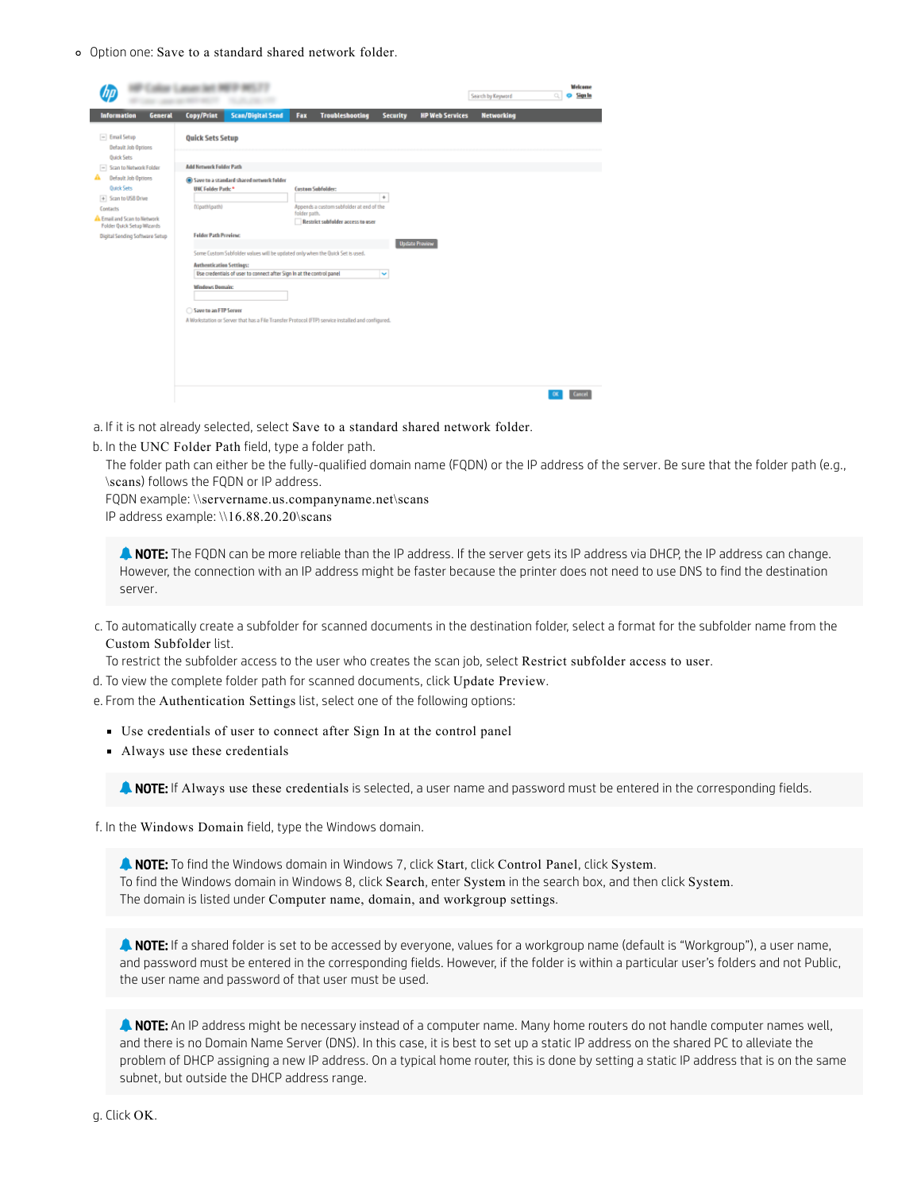- Option one: Save to a standard shared network folder.

a. If it is not already selected, select **Save to a standard shared network folder**.

b. In the **UNC Folder Path** field, type a folder path.

   The folder path can either be the fully-qualified domain name (FQDN) or the IP address of the server. Be sure that the folder path (e.g., \scans) follows the FQDN or IP address.

   FQDN example: \\servername.us.companyname.net\scans

   IP address example: \\16.88.20.20\scans

> **NOTE:** The FQDN can be more reliable than the IP address. If the server gets its IP address via DHCP, the IP address can change. However, the connection with an IP address might be faster because the printer does not need to use DNS to find the destination server.

c. To automatically create a subfolder for scanned documents in the destination folder, select a format for the subfolder name from the **Custom Subfolder** list.

   To restrict the subfolder access to the user who creates the scan job, select **Restrict subfolder access to user**.

d. To view the complete folder path for scanned documents, click **Update Preview**.

e. From the **Authentication Settings** list, select one of the following options:

   - Use credentials of user to connect after Sign In at the control panel
   - Always use these credentials

> **NOTE:** If **Always use these credentials** is selected, a user name and password must be entered in the corresponding fields.

f. In the **Windows Domain** field, type the Windows domain.

> **NOTE:** To find the Windows domain in Windows 7, click **Start**, click **Control Panel**, click **System**.
> To find the Windows domain in Windows 8, click **Search**, enter **System** in the search box, and then click **System**.
> The domain is listed under **Computer name, domain, and workgroup settings**.

> **NOTE:** If a shared folder is set to be accessed by everyone, values for a workgroup name (default is "Workgroup"), a user name, and password must be entered in the corresponding fields. However, if the folder is within a particular user's folders and not Public, the user name and password of that user must be used.

> **NOTE:** An IP address might be necessary instead of a computer name. Many home routers do not handle computer names well, and there is no Domain Name Server (DNS). In this case, it is best to set up a static IP address on the shared PC to alleviate the problem of DHCP assigning a new IP address. On a typical home router, this is done by setting a static IP address that is on the same subnet, but outside the DHCP address range.

g. Click **OK**.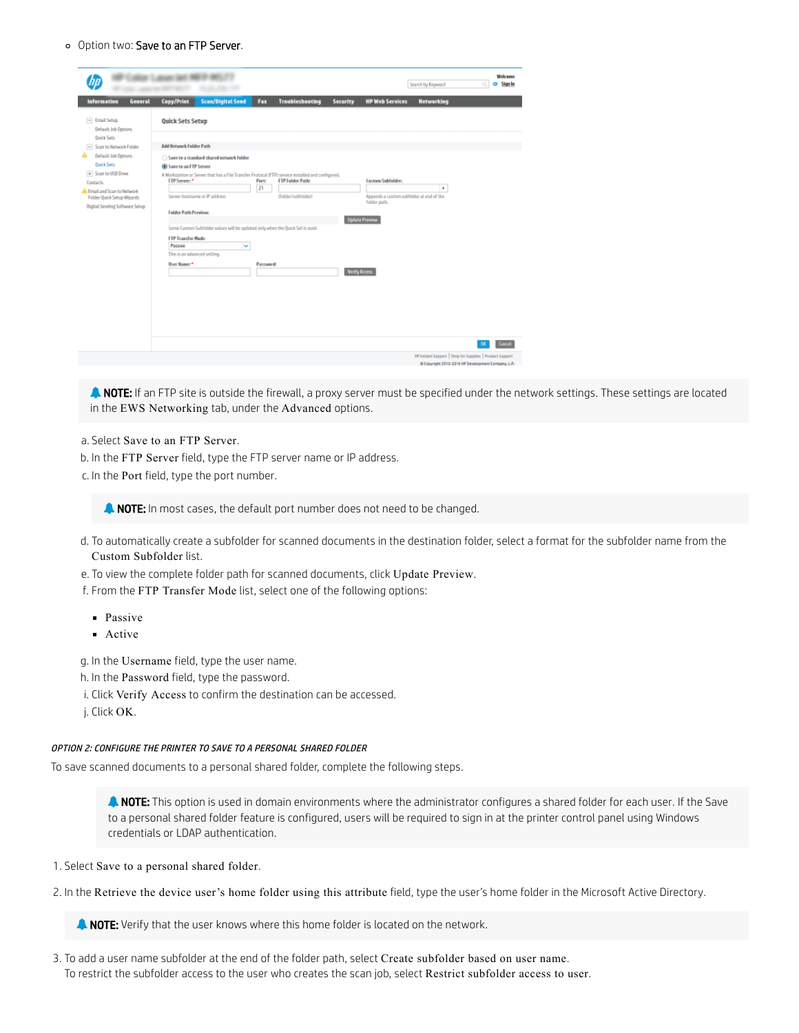- Option two: Save to an FTP Server.

**NOTE:** If an FTP site is outside the firewall, a proxy server must be specified under the network settings. These settings are located in the EWS Networking tab, under the Advanced options.

a. Select Save to an FTP Server.

b. In the FTP Server field, type the FTP server name or IP address.

c. In the Port field, type the port number.

**NOTE:** In most cases, the default port number does not need to be changed.

d. To automatically create a subfolder for scanned documents in the destination folder, select a format for the subfolder name from the Custom Subfolder list.

e. To view the complete folder path for scanned documents, click Update Preview.

f. From the FTP Transfer Mode list, select one of the following options:

- Passive
- Active

g. In the Username field, type the user name.

h. In the Password field, type the password.

i. Click Verify Access to confirm the destination can be accessed.

j. Click OK.

###### OPTION 2: CONFIGURE THE PRINTER TO SAVE TO A PERSONAL SHARED FOLDER

To save scanned documents to a personal shared folder, complete the following steps.

**NOTE:** This option is used in domain environments where the administrator configures a shared folder for each user. If the Save to a personal shared folder feature is configured, users will be required to sign in at the printer control panel using Windows credentials or LDAP authentication.

1. Select Save to a personal shared folder.

2. In the Retrieve the device user's home folder using this attribute field, type the user's home folder in the Microsoft Active Directory.

   **NOTE:** Verify that the user knows where this home folder is located on the network.

3. To add a user name subfolder at the end of the folder path, select Create subfolder based on user name.
   To restrict the subfolder access to the user who creates the scan job, select Restrict subfolder access to user.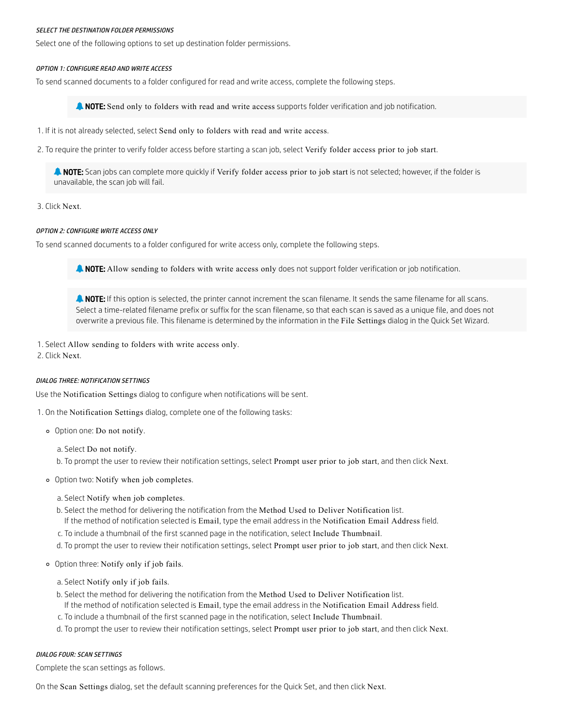###### *SELECT THE DESTINATION FOLDER PERMISSIONS*

Select one of the following options to set up destination folder permissions.

###### *OPTION 1: CONFIGURE READ AND WRITE ACCESS*

To send scanned documents to a folder configured for read and write access, complete the following steps.

> **NOTE:** Send only to folders with read and write access supports folder verification and job notification.

1. If it is not already selected, select Send only to folders with read and write access.
2. To require the printer to verify folder access before starting a scan job, select Verify folder access prior to job start.

   > **NOTE:** Scan jobs can complete more quickly if Verify folder access prior to job start is not selected; however, if the folder is unavailable, the scan job will fail.

3. Click Next.

###### *OPTION 2: CONFIGURE WRITE ACCESS ONLY*

To send scanned documents to a folder configured for write access only, complete the following steps.

> **NOTE:** Allow sending to folders with write access only does not support folder verification or job notification.

> **NOTE:** If this option is selected, the printer cannot increment the scan filename. It sends the same filename for all scans. Select a time-related filename prefix or suffix for the scan filename, so that each scan is saved as a unique file, and does not overwrite a previous file. This filename is determined by the information in the File Settings dialog in the Quick Set Wizard.

1. Select Allow sending to folders with write access only.
2. Click Next.

###### *DIALOG THREE: NOTIFICATION SETTINGS*

Use the Notification Settings dialog to configure when notifications will be sent.

1. On the Notification Settings dialog, complete one of the following tasks:
   - Option one: Do not notify.
     a. Select Do not notify.
     b. To prompt the user to review their notification settings, select Prompt user prior to job start, and then click Next.
   - Option two: Notify when job completes.
     a. Select Notify when job completes.
     b. Select the method for delivering the notification from the Method Used to Deliver Notification list.
        If the method of notification selected is Email, type the email address in the Notification Email Address field.
     c. To include a thumbnail of the first scanned page in the notification, select Include Thumbnail.
     d. To prompt the user to review their notification settings, select Prompt user prior to job start, and then click Next.
   - Option three: Notify only if job fails.
     a. Select Notify only if job fails.
     b. Select the method for delivering the notification from the Method Used to Deliver Notification list.
        If the method of notification selected is Email, type the email address in the Notification Email Address field.
     c. To include a thumbnail of the first scanned page in the notification, select Include Thumbnail.
     d. To prompt the user to review their notification settings, select Prompt user prior to job start, and then click Next.

###### *DIALOG FOUR: SCAN SETTINGS*

Complete the scan settings as follows.

On the Scan Settings dialog, set the default scanning preferences for the Quick Set, and then click Next.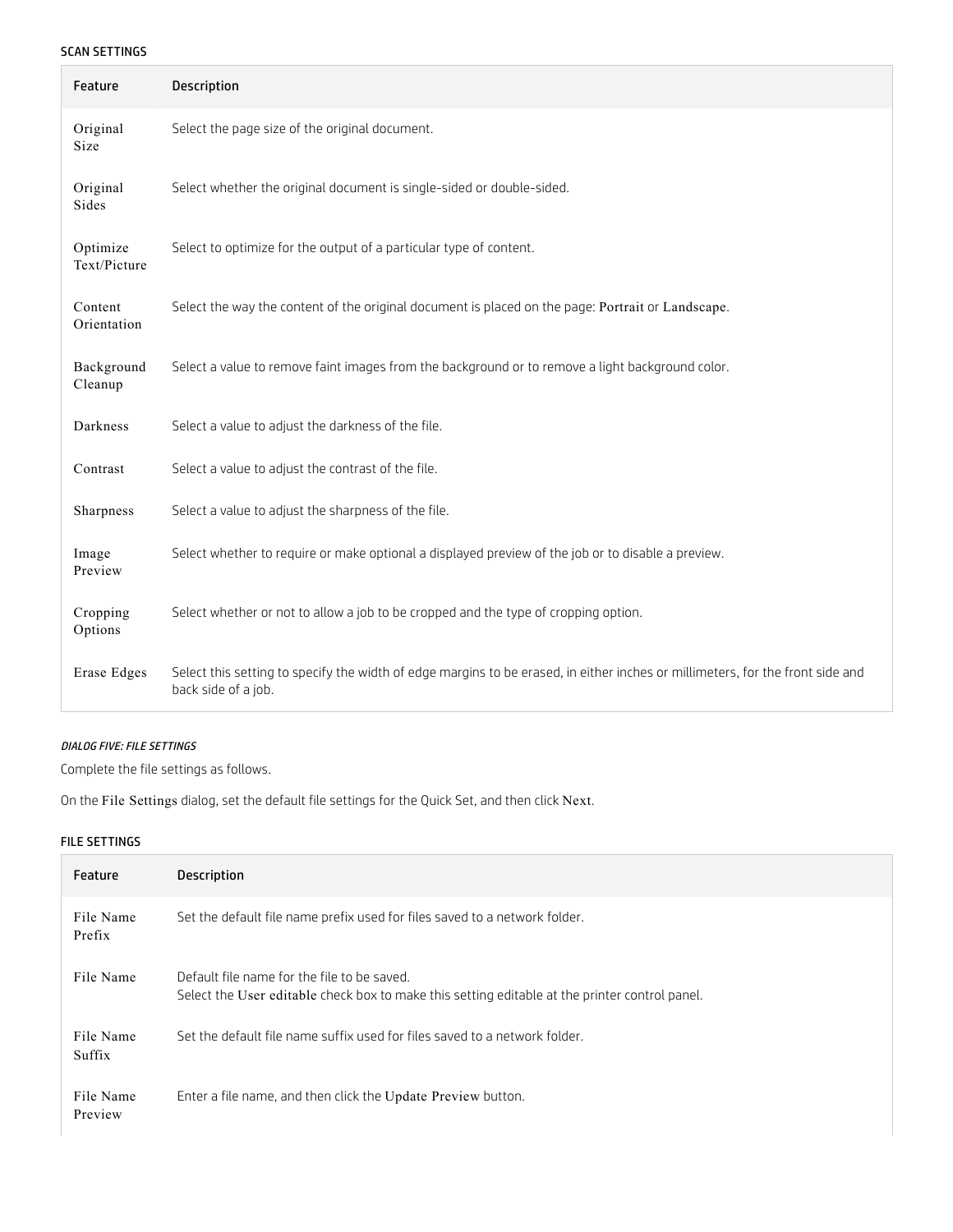#### SCAN SETTINGS

| Feature | Description |
| --- | --- |
| Original Size | Select the page size of the original document. |
| Original Sides | Select whether the original document is single-sided or double-sided. |
| Optimize Text/Picture | Select to optimize for the output of a particular type of content. |
| Content Orientation | Select the way the content of the original document is placed on the page: Portrait or Landscape. |
| Background Cleanup | Select a value to remove faint images from the background or to remove a light background color. |
| Darkness | Select a value to adjust the darkness of the file. |
| Contrast | Select a value to adjust the contrast of the file. |
| Sharpness | Select a value to adjust the sharpness of the file. |
| Image Preview | Select whether to require or make optional a displayed preview of the job or to disable a preview. |
| Cropping Options | Select whether or not to allow a job to be cropped and the type of cropping option. |
| Erase Edges | Select this setting to specify the width of edge margins to be erased, in either inches or millimeters, for the front side and back side of a job. |

##### *DIALOG FIVE: FILE SETTINGS*

Complete the file settings as follows.

On the File Settings dialog, set the default file settings for the Quick Set, and then click Next.

#### FILE SETTINGS

| Feature | Description |
| --- | --- |
| File Name Prefix | Set the default file name prefix used for files saved to a network folder. |
| File Name | Default file name for the file to be saved.<br>Select the User editable check box to make this setting editable at the printer control panel. |
| File Name Suffix | Set the default file name suffix used for files saved to a network folder. |
| File Name Preview | Enter a file name, and then click the Update Preview button. |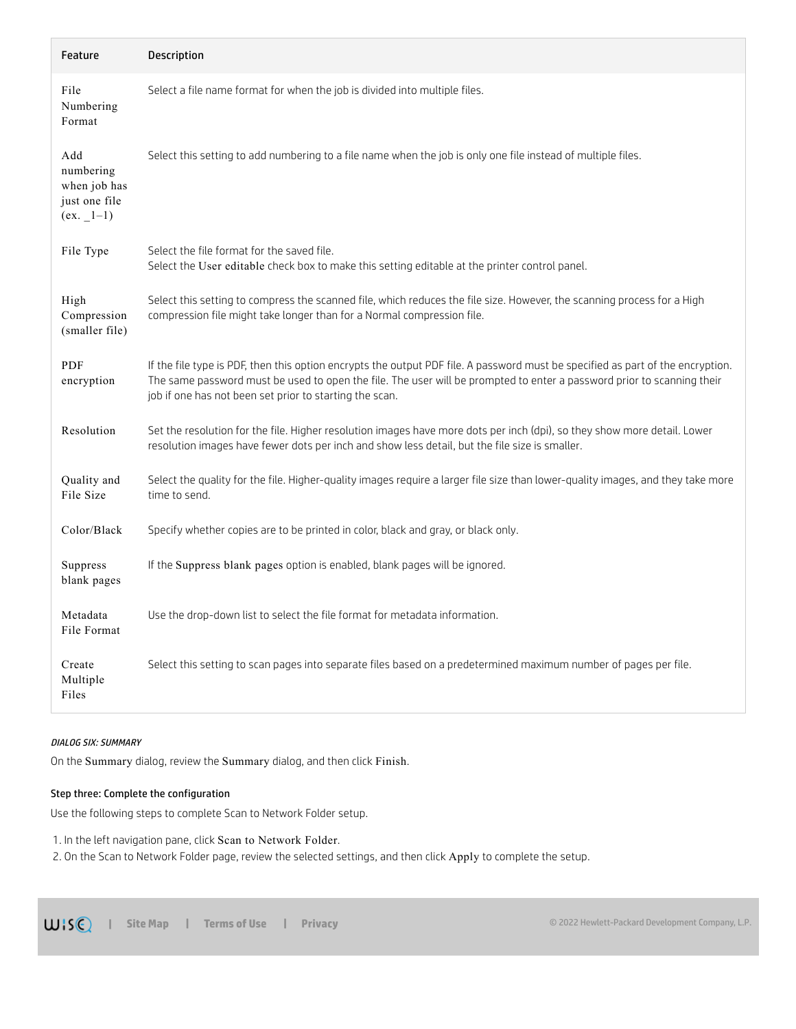| Feature | Description |
|---|---|
| File Numbering Format | Select a file name format for when the job is divided into multiple files. |
| Add numbering when job has just one file (ex. _1–1) | Select this setting to add numbering to a file name when the job is only one file instead of multiple files. |
| File Type | Select the file format for the saved file.<br>Select the User editable check box to make this setting editable at the printer control panel. |
| High Compression (smaller file) | Select this setting to compress the scanned file, which reduces the file size. However, the scanning process for a High compression file might take longer than for a Normal compression file. |
| PDF encryption | If the file type is PDF, then this option encrypts the output PDF file. A password must be specified as part of the encryption. The same password must be used to open the file. The user will be prompted to enter a password prior to scanning their job if one has not been set prior to starting the scan. |
| Resolution | Set the resolution for the file. Higher resolution images have more dots per inch (dpi), so they show more detail. Lower resolution images have fewer dots per inch and show less detail, but the file size is smaller. |
| Quality and File Size | Select the quality for the file. Higher-quality images require a larger file size than lower-quality images, and they take more time to send. |
| Color/Black | Specify whether copies are to be printed in color, black and gray, or black only. |
| Suppress blank pages | If the Suppress blank pages option is enabled, blank pages will be ignored. |
| Metadata File Format | Use the drop-down list to select the file format for metadata information. |
| Create Multiple Files | Select this setting to scan pages into separate files based on a predetermined maximum number of pages per file. |

*DIALOG SIX: SUMMARY*

On the Summary dialog, review the Summary dialog, and then click Finish.

### Step three: Complete the configuration

Use the following steps to complete Scan to Network Folder setup.

1. In the left navigation pane, click Scan to Network Folder.
2. On the Scan to Network Folder page, review the selected settings, and then click Apply to complete the setup.